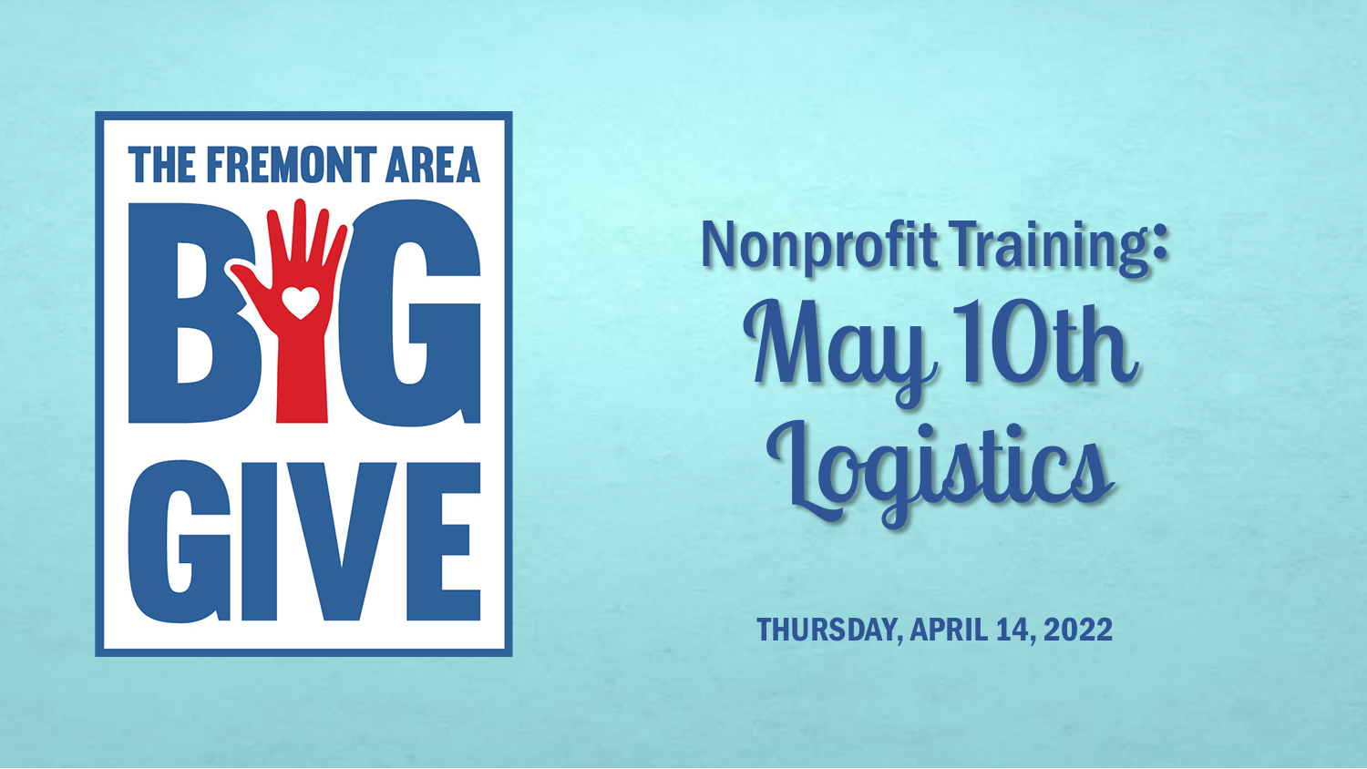THE FREMONT AREA BIG GIVE

# Nonprofit Training:

# May 10th Logistics

**THURSDAY, APRIL 14, 2022**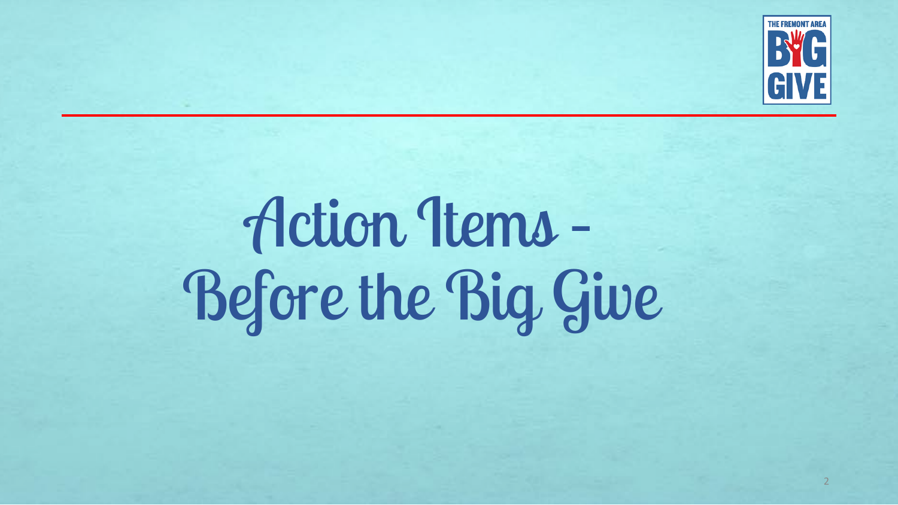# Action Items – Before the Big Give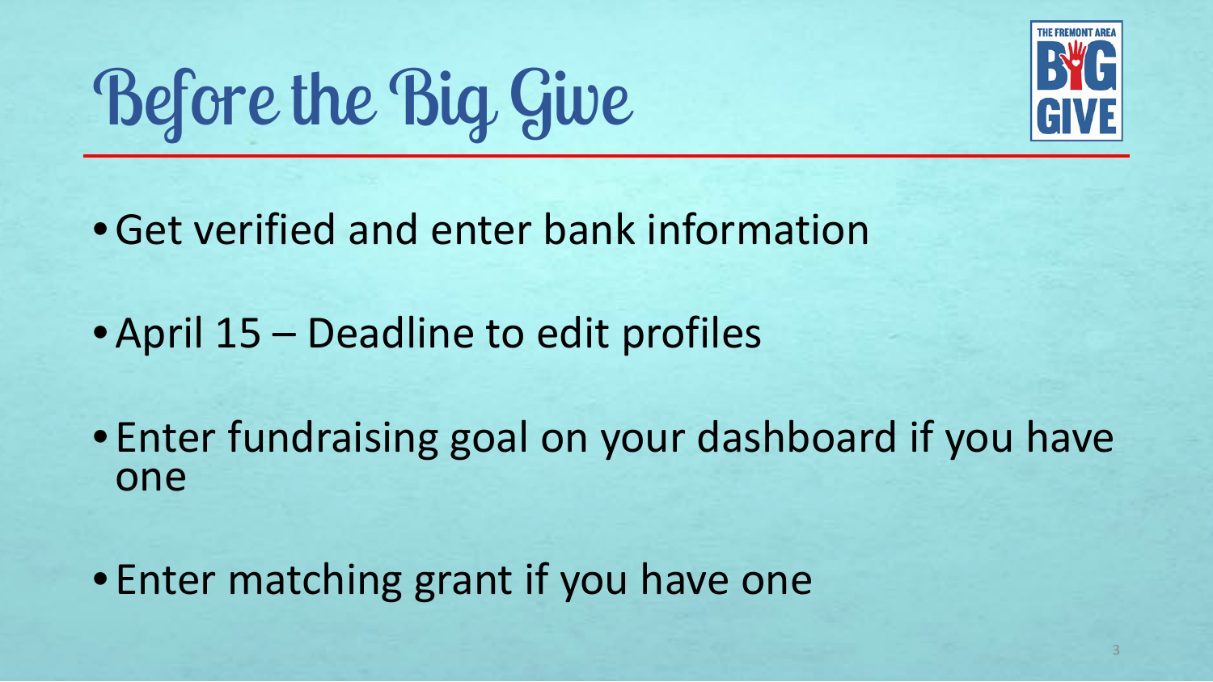# Before the Big Give

- Get verified and enter bank information
- April 15 – Deadline to edit profiles
- Enter fundraising goal on your dashboard if you have one
- Enter matching grant if you have one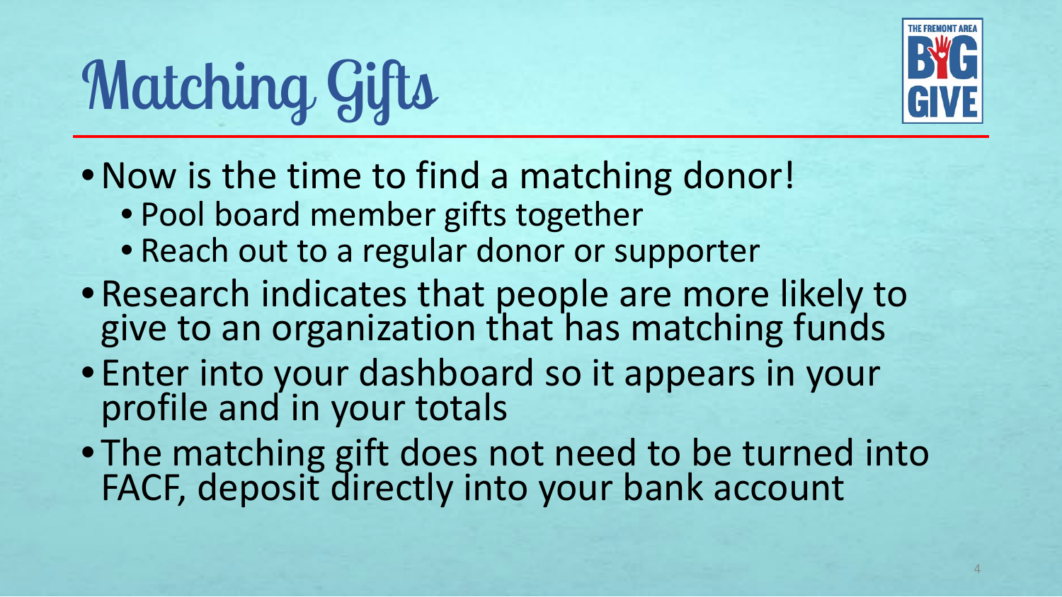# Matching Gifts

- Now is the time to find a matching donor!
  - Pool board member gifts together
  - Reach out to a regular donor or supporter
- Research indicates that people are more likely to give to an organization that has matching funds
- Enter into your dashboard so it appears in your profile and in your totals
- The matching gift does not need to be turned into FACF, deposit directly into your bank account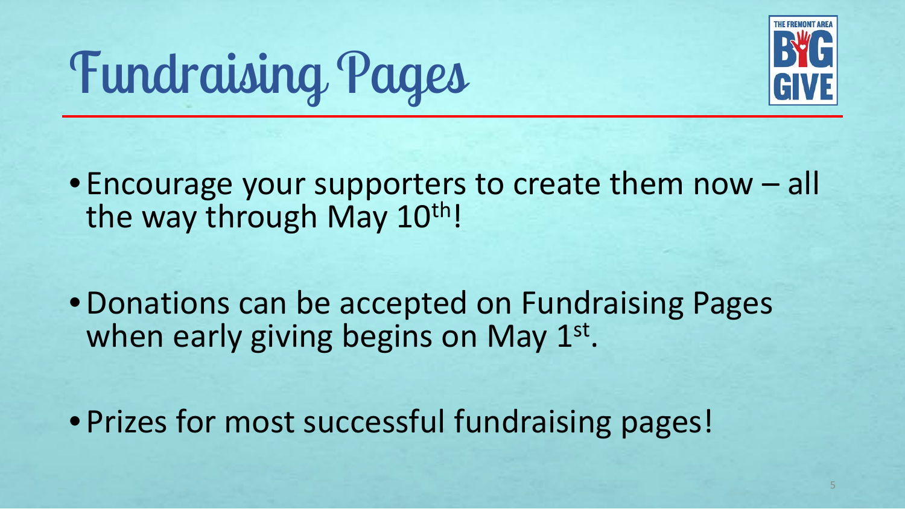# Fundraising Pages

- Encourage your supporters to create them now – all the way through May 10th!
- Donations can be accepted on Fundraising Pages when early giving begins on May 1st.
- Prizes for most successful fundraising pages!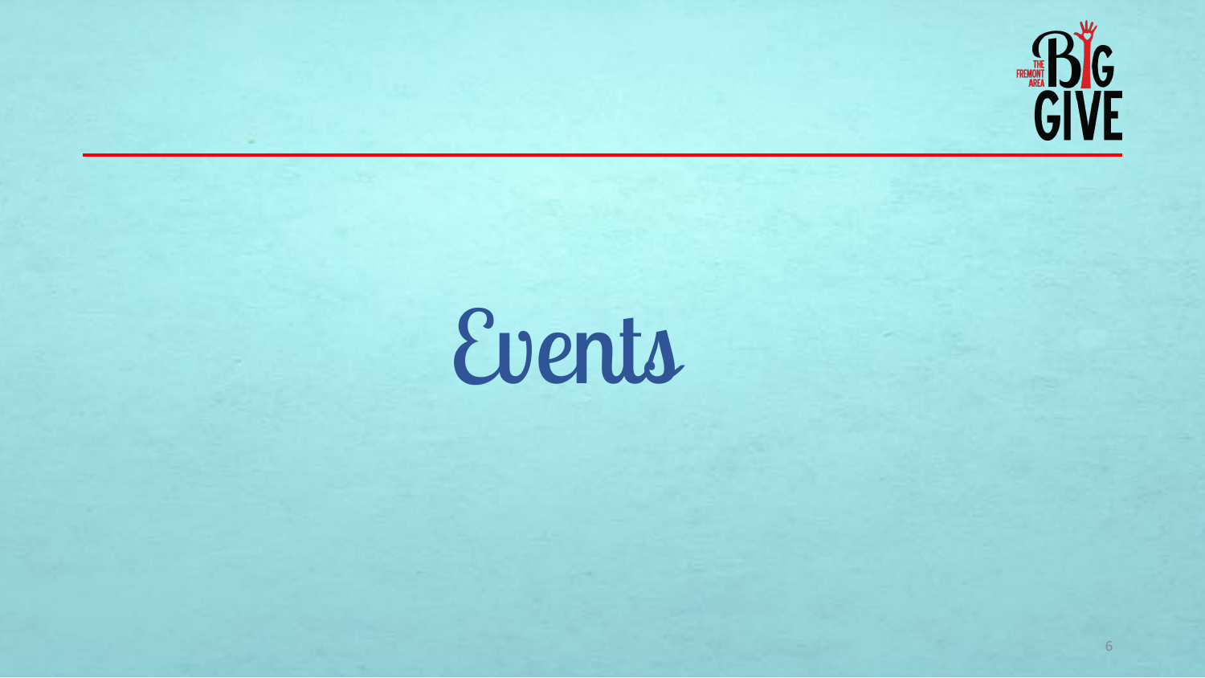# Events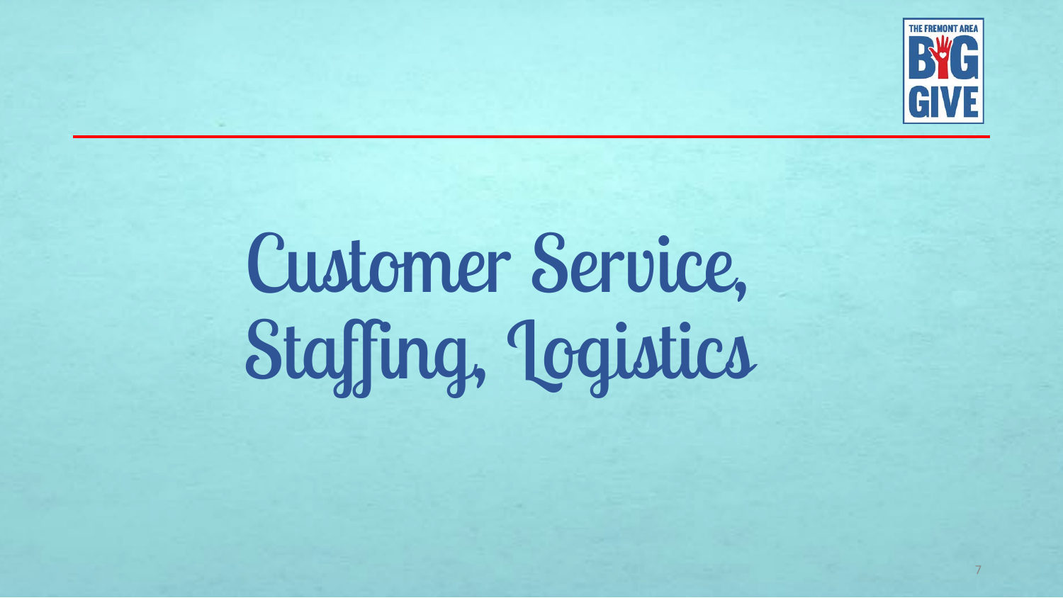# Customer Service, Staffing, Logistics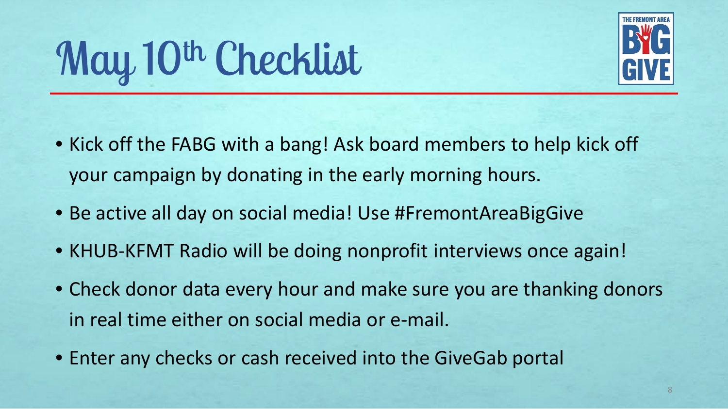# May 10th Checklist

- Kick off the FABG with a bang! Ask board members to help kick off your campaign by donating in the early morning hours.
- Be active all day on social media! Use #FremontAreaBigGive
- KHUB-KFMT Radio will be doing nonprofit interviews once again!
- Check donor data every hour and make sure you are thanking donors in real time either on social media or e-mail.
- Enter any checks or cash received into the GiveGab portal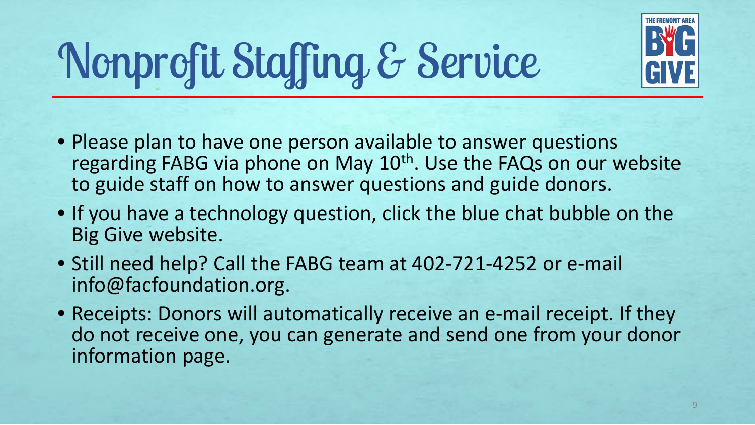# Nonprofit Staffing & Service

- Please plan to have one person available to answer questions regarding FABG via phone on May 10th. Use the FAQs on our website to guide staff on how to answer questions and guide donors.
- If you have a technology question, click the blue chat bubble on the Big Give website.
- Still need help? Call the FABG team at 402-721-4252 or e-mail info@facfoundation.org.
- Receipts: Donors will automatically receive an e-mail receipt. If they do not receive one, you can generate and send one from your donor information page.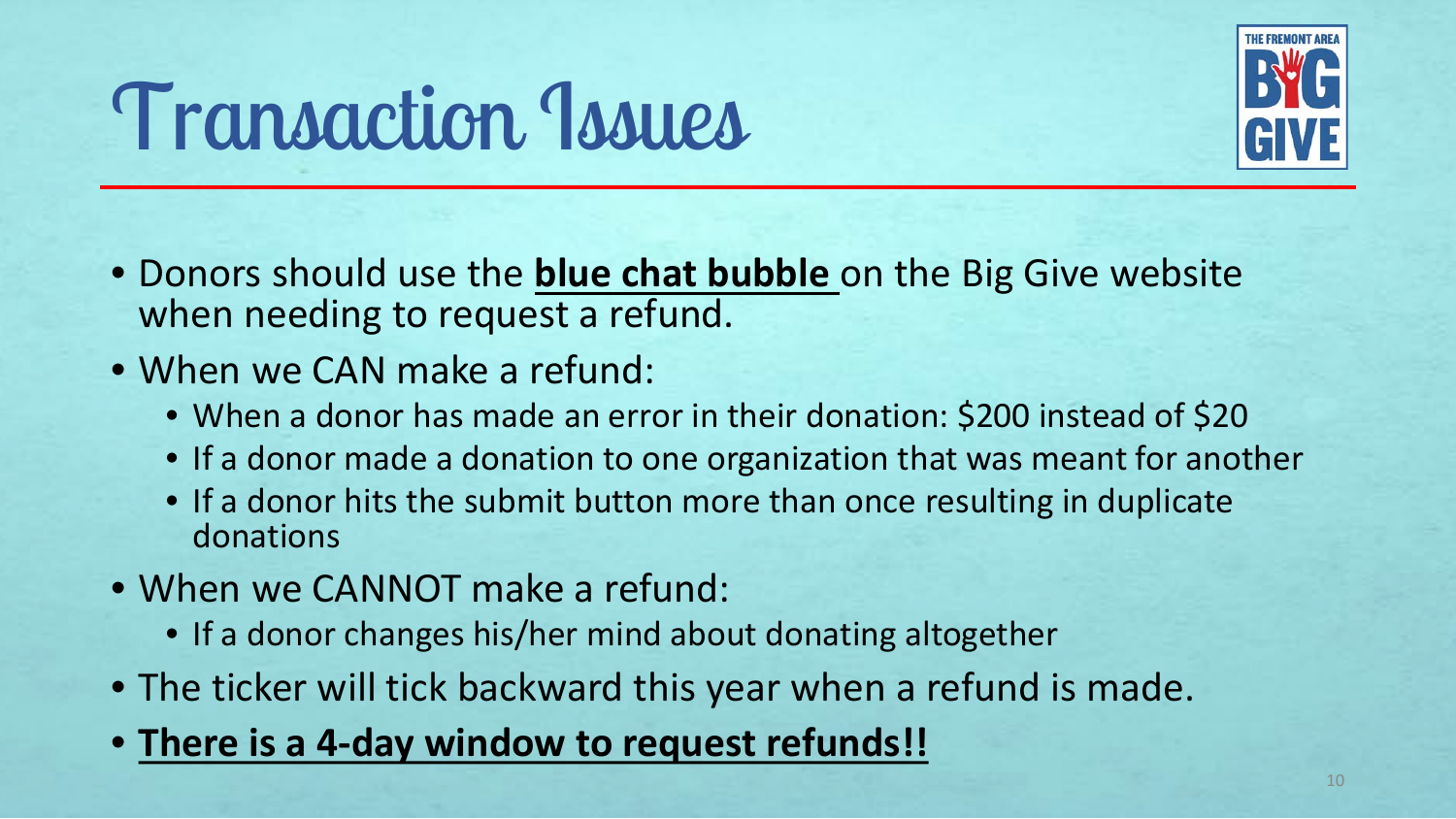# Transaction Issues

- Donors should use the **blue chat bubble** on the Big Give website when needing to request a refund.
- When we CAN make a refund:
  - When a donor has made an error in their donation: $200 instead of $20
  - If a donor made a donation to one organization that was meant for another
  - If a donor hits the submit button more than once resulting in duplicate donations
- When we CANNOT make a refund:
  - If a donor changes his/her mind about donating altogether
- The ticker will tick backward this year when a refund is made.
- **There is a 4-day window to request refunds!!**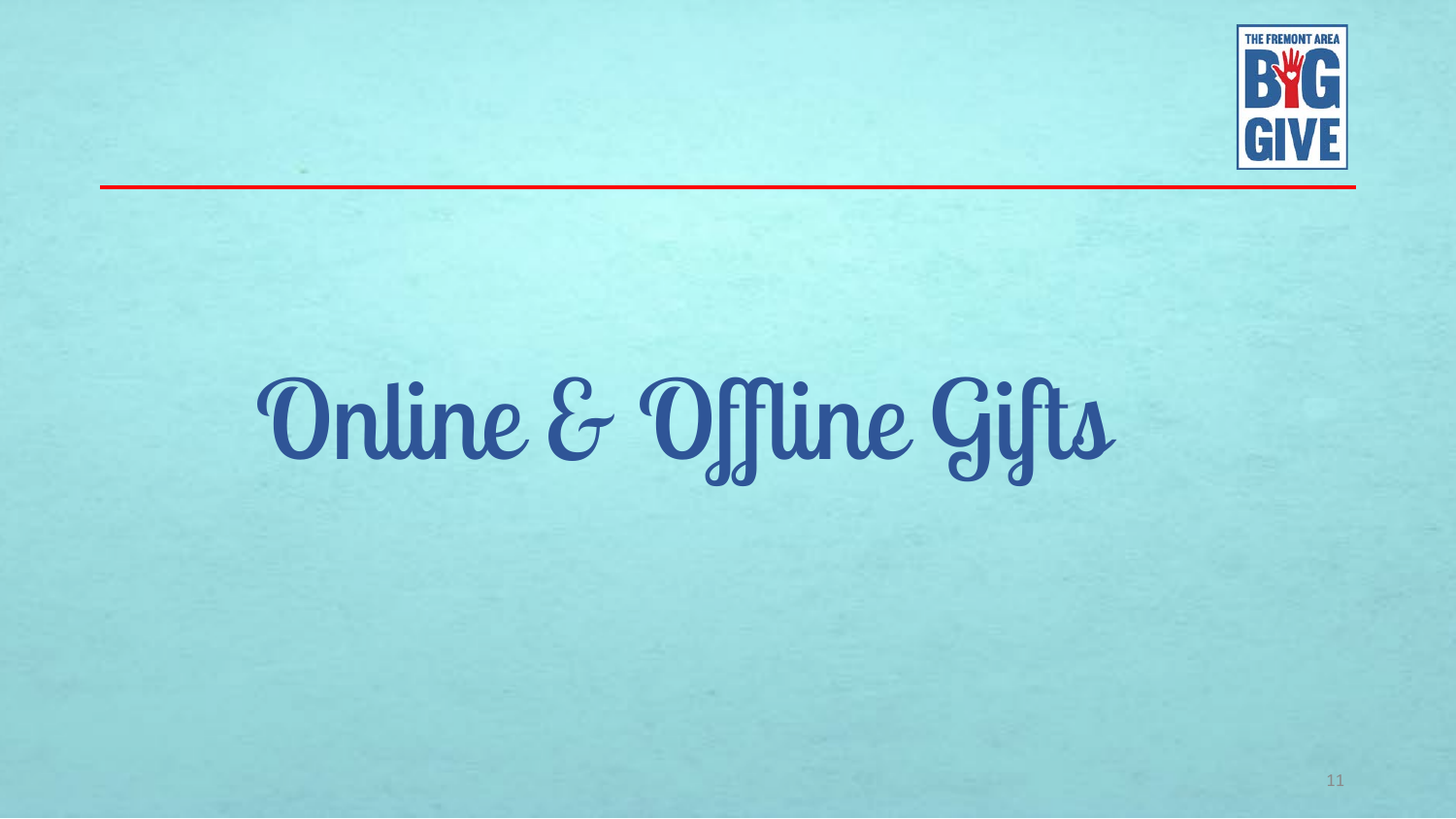# Online & Offline Gifts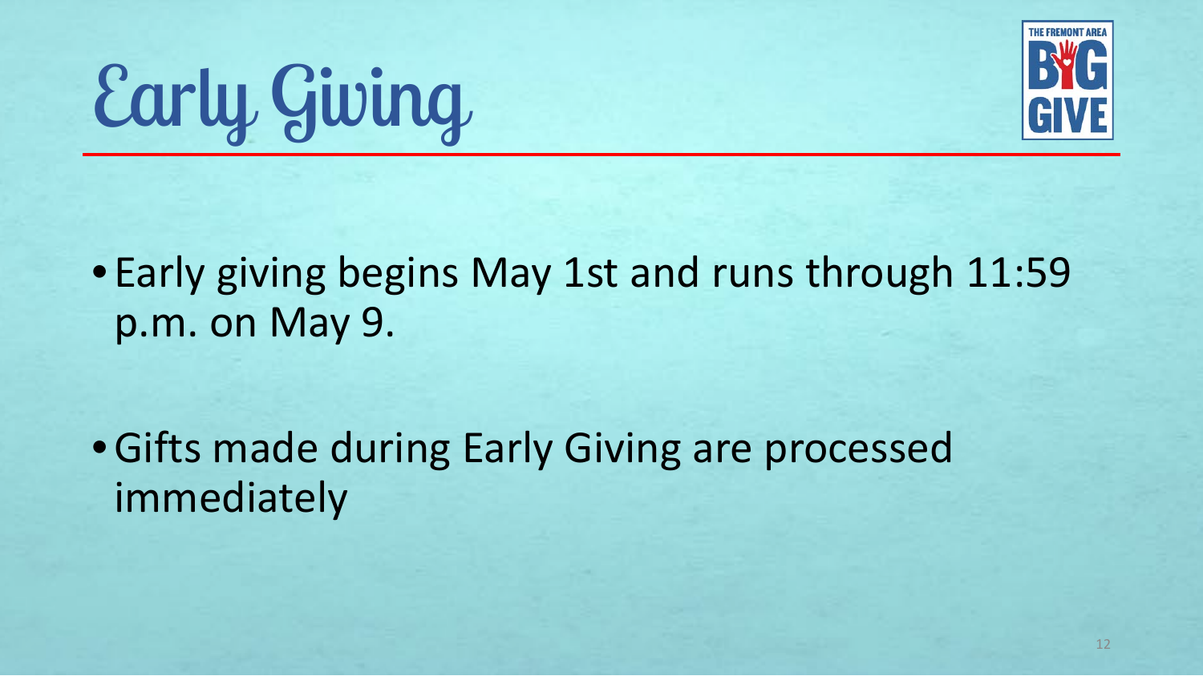# Early Giving

- Early giving begins May 1st and runs through 11:59 p.m. on May 9.
- Gifts made during Early Giving are processed immediately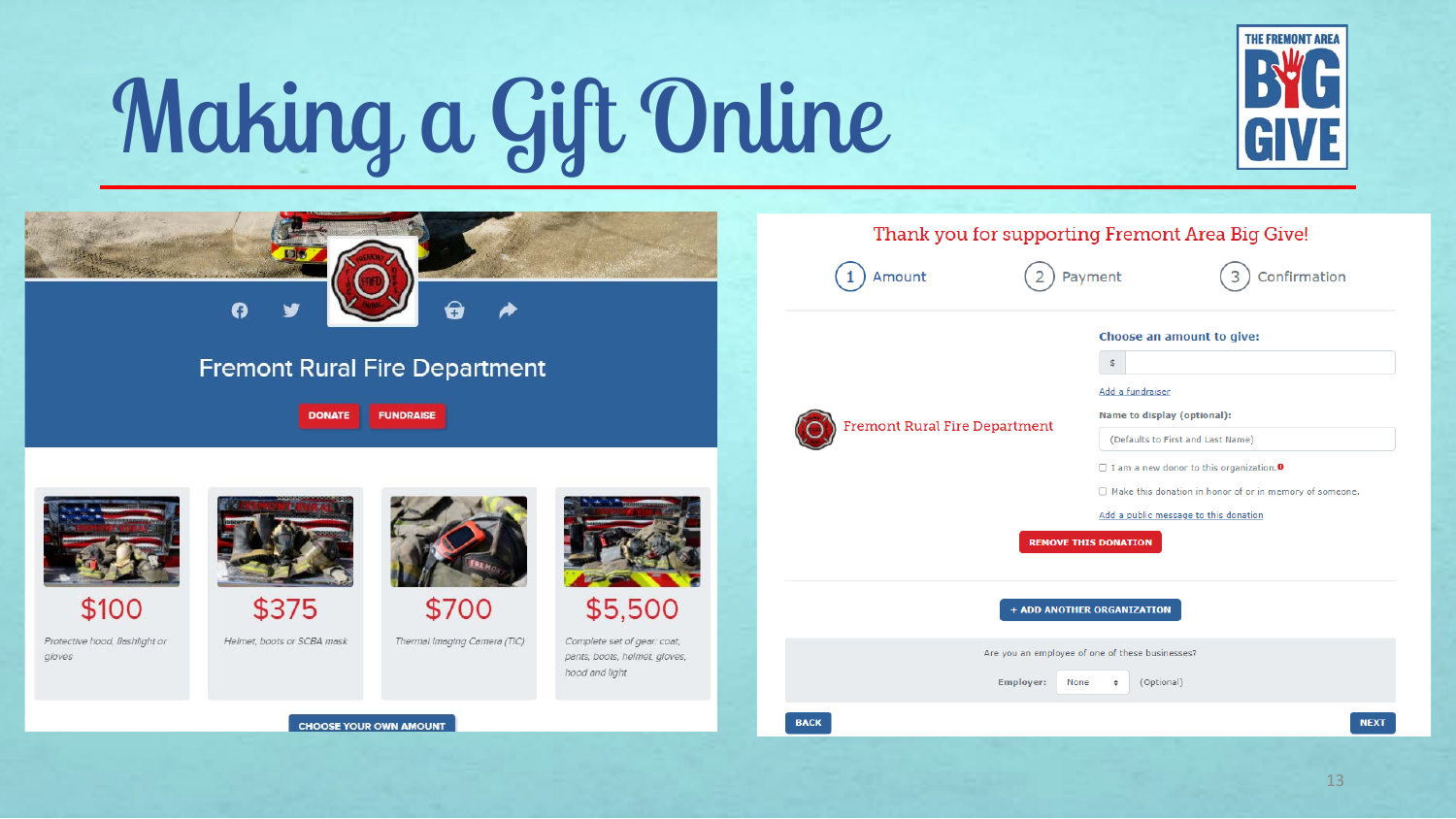# Making a Gift Online

THE FREMONT AREA BIG GIVE

Fremont Rural Fire Department

DONATE FUNDRAISE

$100
Protective hood, flashlight or gloves

$375
Helmet, boots or SCBA mask

$700
Thermal Imaging Camera (TIC)

$5,500
Complete set of gear: coat, pants, boots, helmet, gloves, hood and light

CHOOSE YOUR OWN AMOUNT

Thank you for supporting Fremont Area Big Give!

1 Amount 2 Payment 3 Confirmation

Fremont Rural Fire Department

**Choose an amount to give:**

$

Add a fundraiser

**Name to display (optional):**

(Defaults to First and Last Name)

☐ I am a new donor to this organization.

☐ Make this donation in honor of or in memory of someone.

Add a public message to this donation

REMOVE THIS DONATION

+ ADD ANOTHER ORGANIZATION

Are you an employee of one of these businesses?

Employer: None (Optional)

BACK NEXT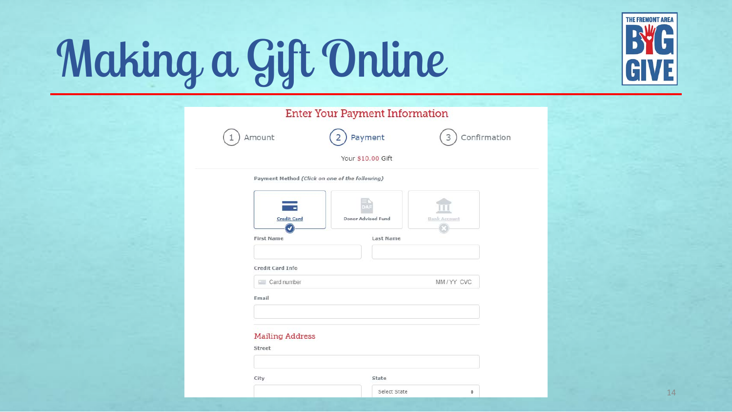# Making a Gift Online

THE FREMONT AREA BIG GIVE

## Enter Your Payment Information

1 Amount    2 Payment    3 Confirmation

Your $10.00 Gift

Payment Method *(Click on one of the following)*

Credit Card | Donor Advised Fund | Bank Account

First Name | Last Name

Credit Card Info

Card number MM / YY CVC

Email

### Mailing Address

Street

City | State

Select State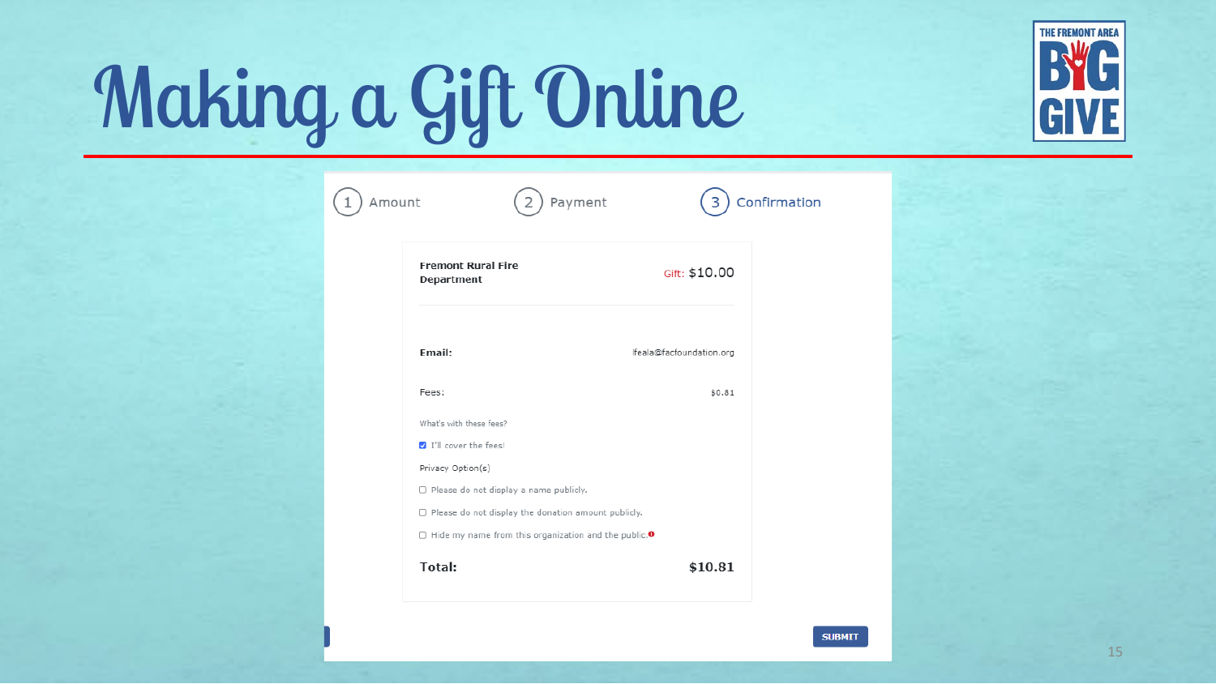# Making a Gift Online

THE FREMONT AREA BIG GIVE

1 Amount　2 Payment　3 Confirmation

**Fremont Rural Fire Department** — Gift: $10.00

**Email:** lfeala@facfoundation.org

Fees: $0.81

What's with these fees?

- [x] I'll cover the fees!

Privacy Option(s)

- [ ] Please do not display a name publicly.
- [ ] Please do not display the donation amount publicly.
- [ ] Hide my name from this organization and the public.

**Total:** **$10.81**

SUBMIT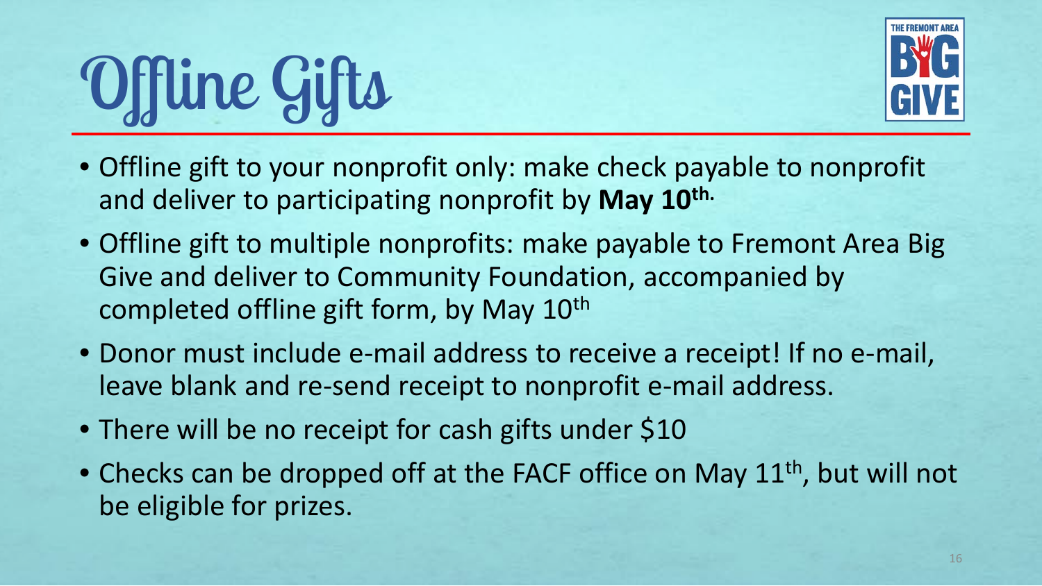# Offline Gifts

- Offline gift to your nonprofit only: make check payable to nonprofit and deliver to participating nonprofit by **May 10th.**
- Offline gift to multiple nonprofits: make payable to Fremont Area Big Give and deliver to Community Foundation, accompanied by completed offline gift form, by May 10th
- Donor must include e-mail address to receive a receipt! If no e-mail, leave blank and re-send receipt to nonprofit e-mail address.
- There will be no receipt for cash gifts under $10
- Checks can be dropped off at the FACF office on May 11th, but will not be eligible for prizes.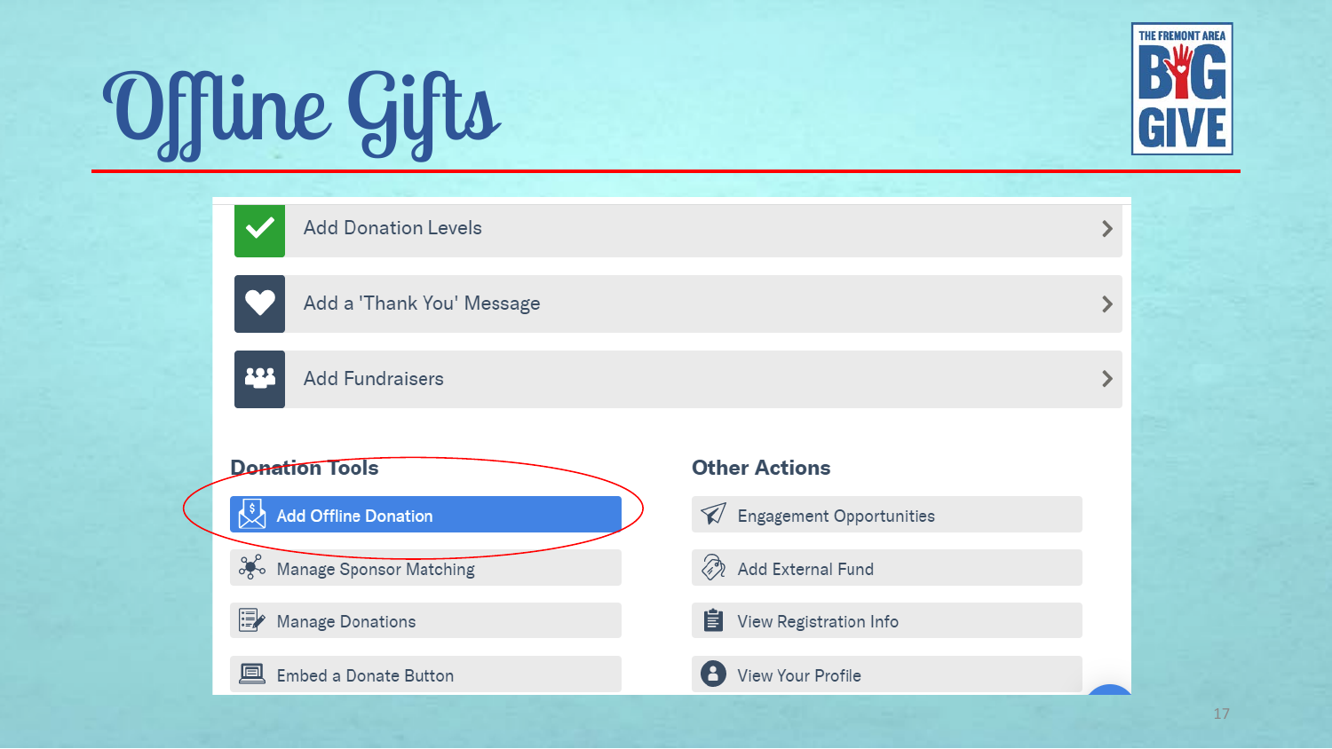# Offline Gifts

THE FREMONT AREA BIG GIVE

- Add Donation Levels
- Add a 'Thank You' Message
- Add Fundraisers

## Donation Tools

- Add Offline Donation
- Manage Sponsor Matching
- Manage Donations
- Embed a Donate Button

## Other Actions

- Engagement Opportunities
- Add External Fund
- View Registration Info
- View Your Profile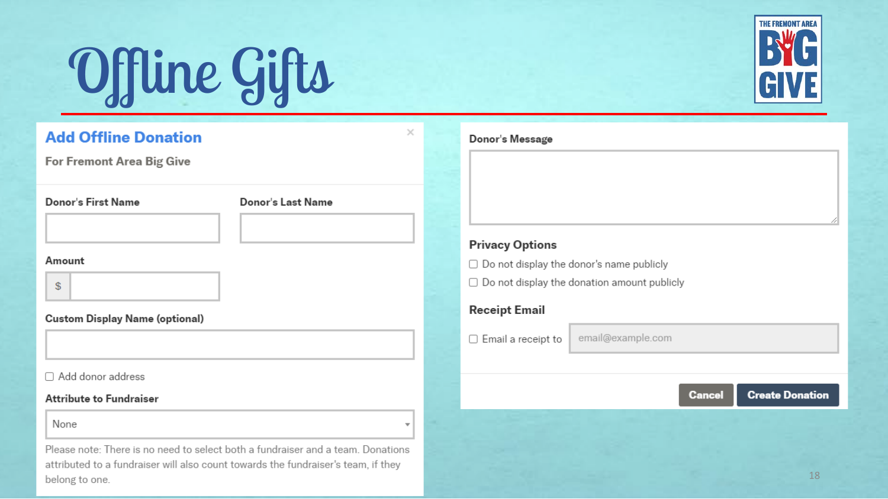# Offline Gifts

## Add Offline Donation

For Fremont Area Big Give

Donor's First Name

Donor's Last Name

Amount

$

Custom Display Name (optional)

☐ Add donor address

Attribute to Fundraiser

None

Please note: There is no need to select both a fundraiser and a team. Donations attributed to a fundraiser will also count towards the fundraiser's team, if they belong to one.

Donor's Message

**Privacy Options**

☐ Do not display the donor's name publicly

☐ Do not display the donation amount publicly

**Receipt Email**

☐ Email a receipt to email@example.com

Cancel | Create Donation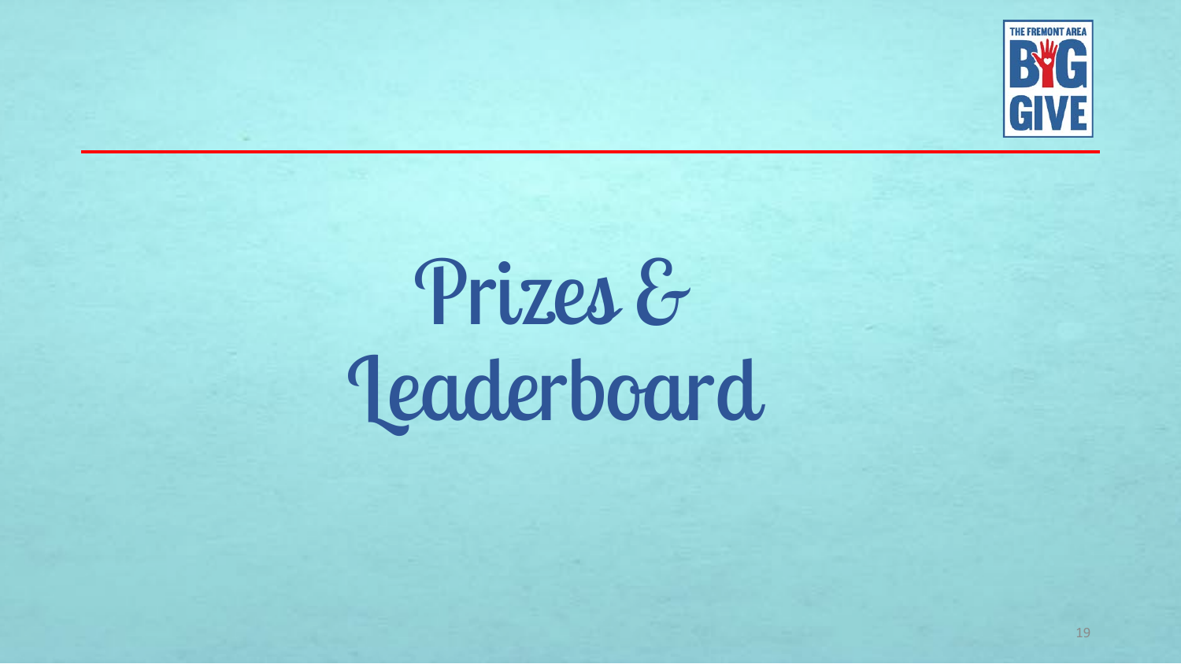# Prizes & Leaderboard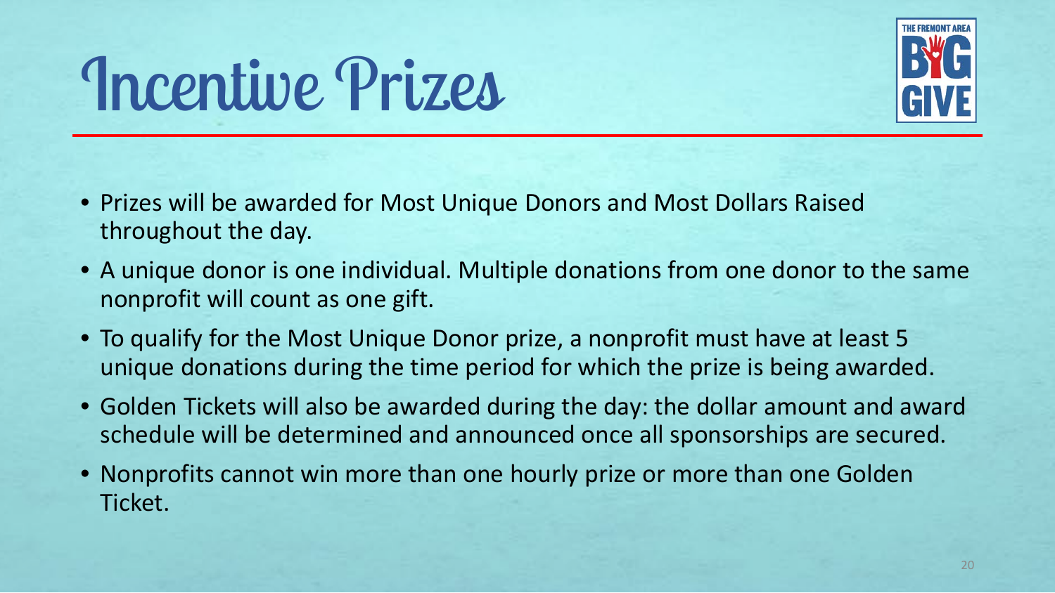# Incentive Prizes

- Prizes will be awarded for Most Unique Donors and Most Dollars Raised throughout the day.
- A unique donor is one individual. Multiple donations from one donor to the same nonprofit will count as one gift.
- To qualify for the Most Unique Donor prize, a nonprofit must have at least 5 unique donations during the time period for which the prize is being awarded.
- Golden Tickets will also be awarded during the day: the dollar amount and award schedule will be determined and announced once all sponsorships are secured.
- Nonprofits cannot win more than one hourly prize or more than one Golden Ticket.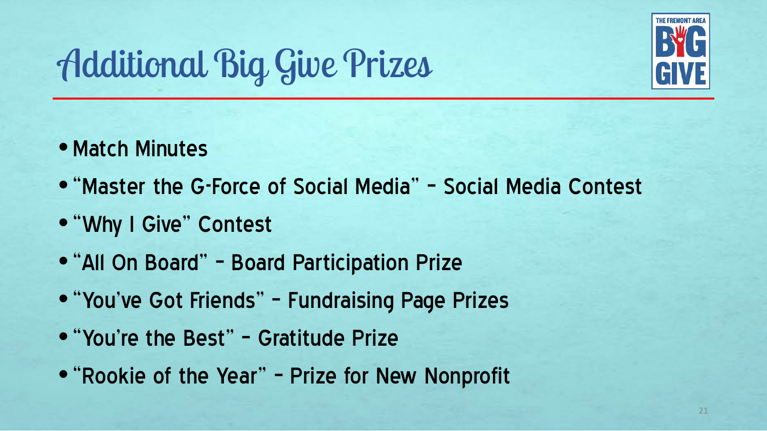# Additional Big Give Prizes

- Match Minutes
- "Master the G-Force of Social Media" – Social Media Contest
- "Why I Give" Contest
- "All On Board" – Board Participation Prize
- "You've Got Friends" – Fundraising Page Prizes
- "You're the Best" – Gratitude Prize
- "Rookie of the Year" – Prize for New Nonprofit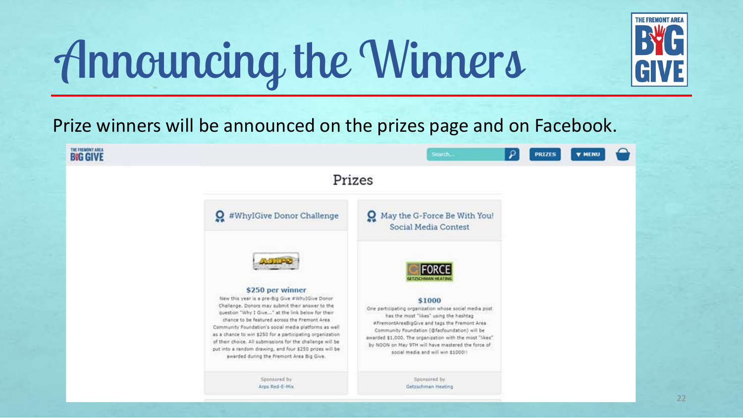# Announcing the Winners

Prize winners will be announced on the prizes page and on Facebook.

THE FREMONT AREA BIG GIVE

Search... PRIZES ▼ MENU

## Prizes

### #WhyIGive Donor Challenge

**$250 per winner**

New this year is a pre-Big Give #WhyIGive Donor Challenge. Donors may submit their answer to the question "Why I Give..." at the link below for their chance to be featured across the Fremont Area Community Foundation's social media platforms as well as a chance to win $250 for a participating organization of their choice. All submissions for the challenge will be put into a random drawing, and four $250 prizes will be awarded during the Fremont Area Big Give.

Sponsored by
Arps Red-E-Mix

### May the G-Force Be With You! Social Media Contest

**$1000**

One participating organization whose social media post has the most "likes" using the hashtag #FremontAreaBigGive and tags the Fremont Area Community Foundation (@facfoundation) will be awarded $1,000. The organization with the most "likes" by NOON on May 9TH will have mastered the force of social media and will win $1000!!

Sponsored by
Getzschman Heating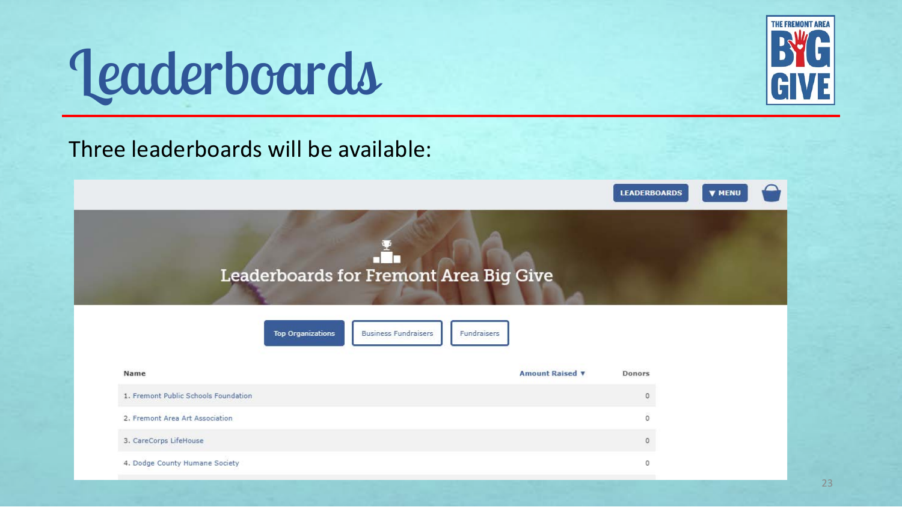# Leaderboards

Three leaderboards will be available:

LEADERBOARDS ▼ MENU

Leaderboards for Fremont Area Big Give

Top Organizations | Business Fundraisers | Fundraisers

| Name | Amount Raised ▼ | Donors |
|---|---|---|
| 1. Fremont Public Schools Foundation | | 0 |
| 2. Fremont Area Art Association | | 0 |
| 3. CareCorps LifeHouse | | 0 |
| 4. Dodge County Humane Society | | 0 |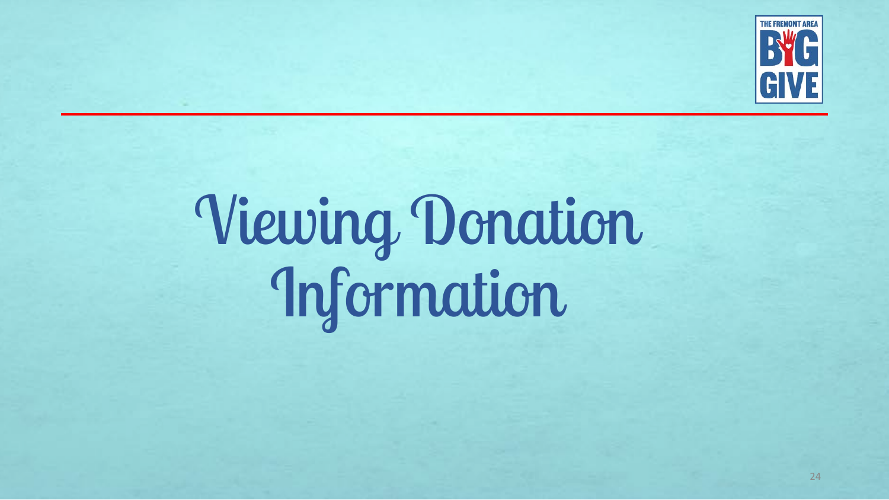# Viewing Donation Information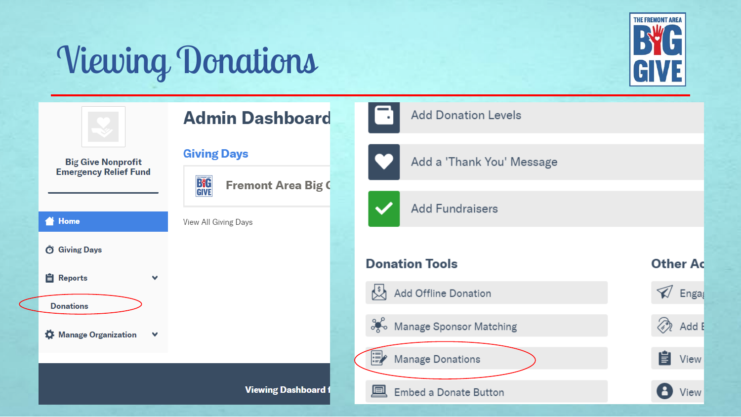# Viewing Donations

Big Give Nonprofit Emergency Relief Fund

- Home
- Giving Days
- Reports
  - Donations
- Manage Organization

## Admin Dashboard

### Giving Days

Fremont Area Big G

View All Giving Days

Viewing Dashboard f

- Add Donation Levels
- Add a 'Thank You' Message
- Add Fundraisers

### Donation Tools

- Add Offline Donation
- Manage Sponsor Matching
- Manage Donations
- Embed a Donate Button

### Other Ac

- Engag
- Add E
- View
- View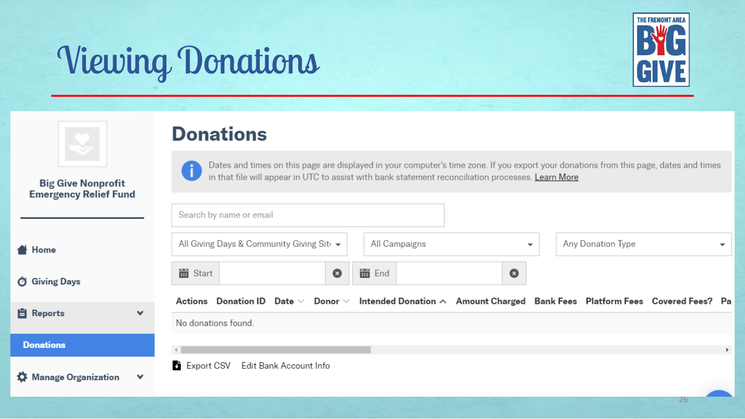# Viewing Donations

Big Give Nonprofit Emergency Relief Fund

- Home
- Giving Days
- Reports
- Donations
- Manage Organization

## Donations

Dates and times on this page are displayed in your computer's time zone. If you export your donations from this page, dates and times in that file will appear in UTC to assist with bank statement reconciliation processes. Learn More

Search by name or email

All Giving Days & Community Giving Site | All Campaigns | Any Donation Type

Start | End

| Actions | Donation ID | Date | Donor | Intended Donation | Amount Charged | Bank Fees | Platform Fees | Covered Fees? | Pa |
|---|---|---|---|---|---|---|---|---|---|
| No donations found. | | | | | | | | | |

Export CSV    Edit Bank Account Info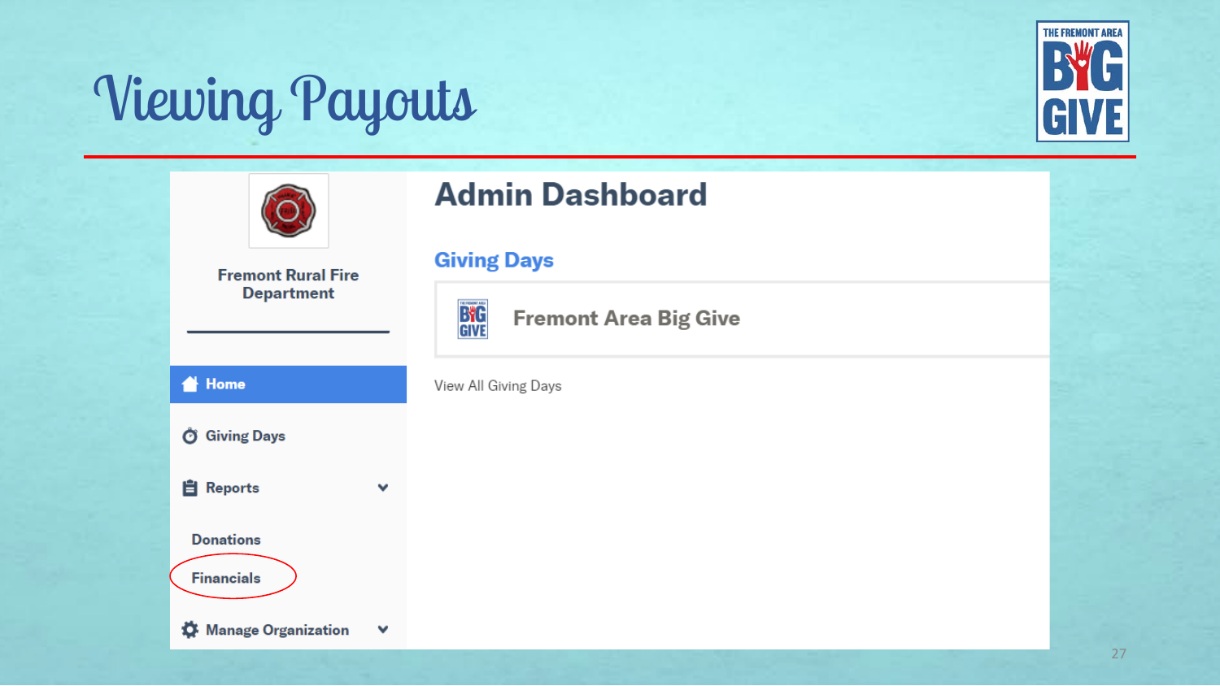# Viewing Payouts

THE FREMONT AREA BIG GIVE

Fremont Rural Fire Department

- Home
- Giving Days
- Reports
  - Donations
  - Financials
- Manage Organization

## Admin Dashboard

### Giving Days

Fremont Area Big Give

View All Giving Days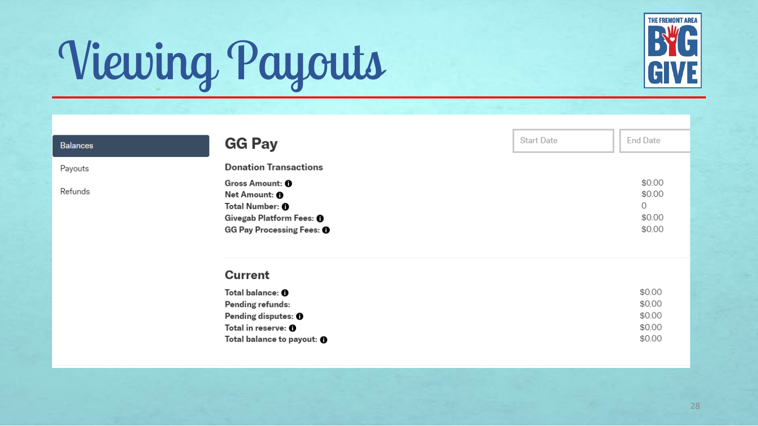# Viewing Payouts

- **Balances**
- Payouts
- Refunds

## GG Pay

Start Date | End Date

### Donation Transactions

| | |
|---|---|
| **Gross Amount:** | $0.00 |
| **Net Amount:** | $0.00 |
| **Total Number:** | 0 |
| **Givegab Platform Fees:** | $0.00 |
| **GG Pay Processing Fees:** | $0.00 |

### Current

| | |
|---|---|
| **Total balance:** | $0.00 |
| **Pending refunds:** | $0.00 |
| **Pending disputes:** | $0.00 |
| **Total in reserve:** | $0.00 |
| **Total balance to payout:** | $0.00 |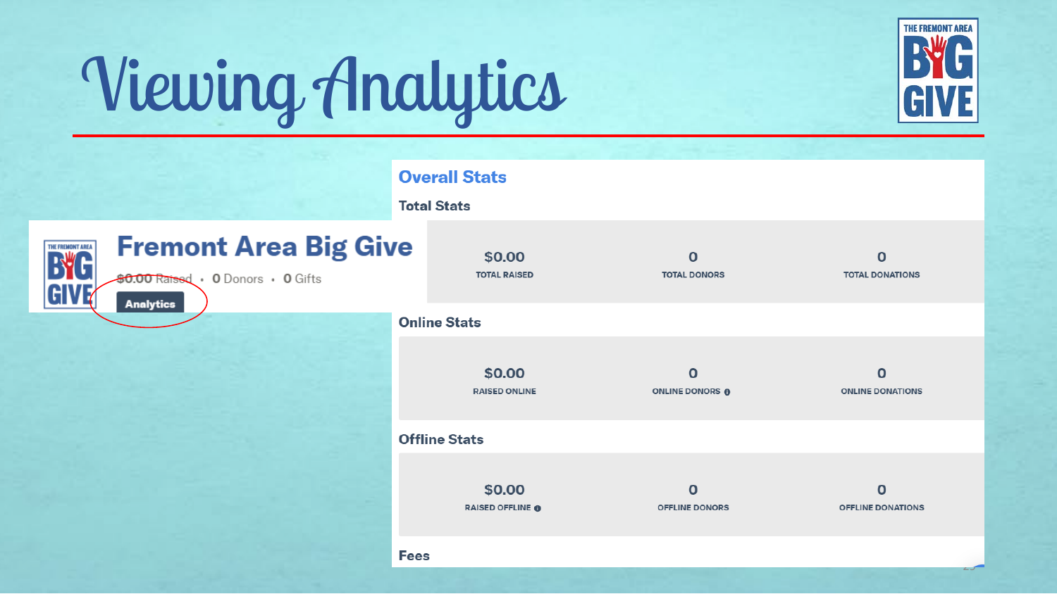# Viewing Analytics

THE FREMONT AREA BIG GIVE

## Fremont Area Big Give

$0.00 Raised • 0 Donors • 0 Gifts

**Analytics**

## Overall Stats

### Total Stats

| $0.00 | 0 | 0 |
|---|---|---|
| TOTAL RAISED | TOTAL DONORS | TOTAL DONATIONS |

### Online Stats

| $0.00 | 0 | 0 |
|---|---|---|
| RAISED ONLINE | ONLINE DONORS | ONLINE DONATIONS |

### Offline Stats

| $0.00 | 0 | 0 |
|---|---|---|
| RAISED OFFLINE | OFFLINE DONORS | OFFLINE DONATIONS |

### Fees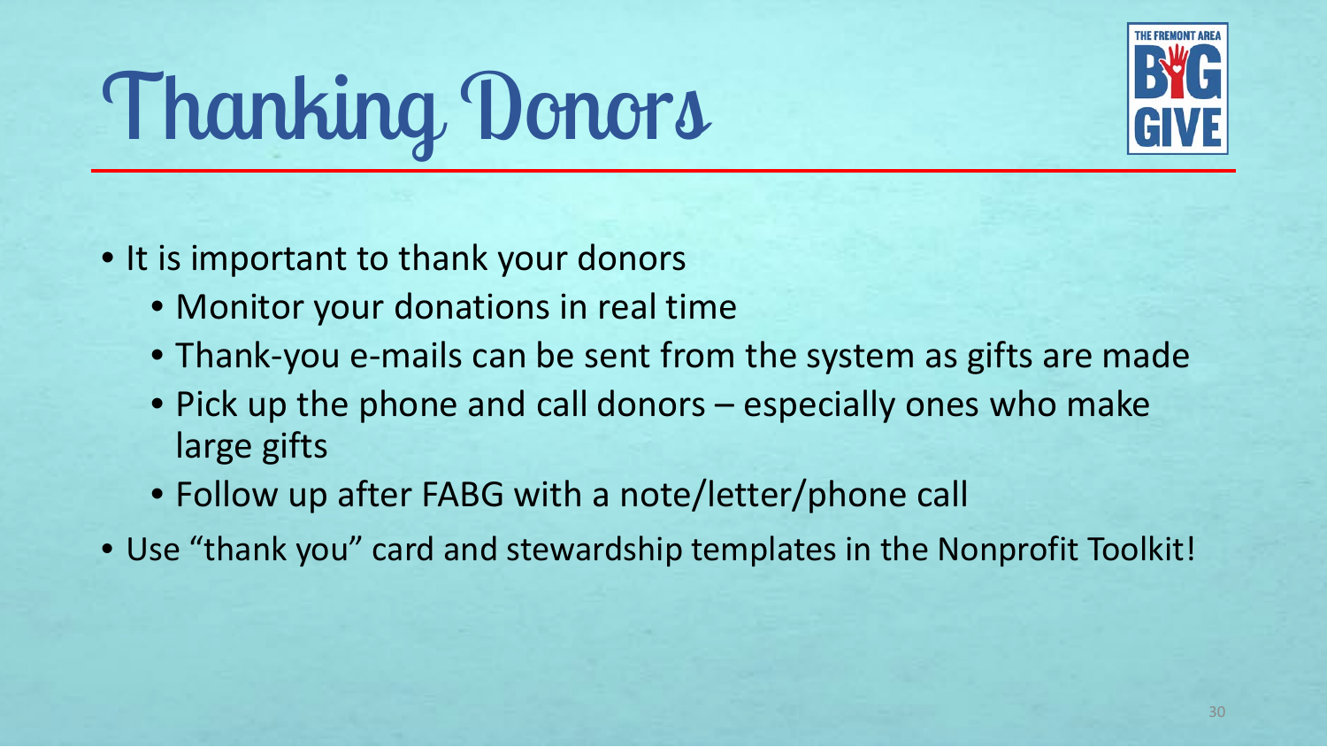# Thanking Donors

- It is important to thank your donors
  - Monitor your donations in real time
  - Thank-you e-mails can be sent from the system as gifts are made
  - Pick up the phone and call donors – especially ones who make large gifts
  - Follow up after FABG with a note/letter/phone call
- Use "thank you" card and stewardship templates in the Nonprofit Toolkit!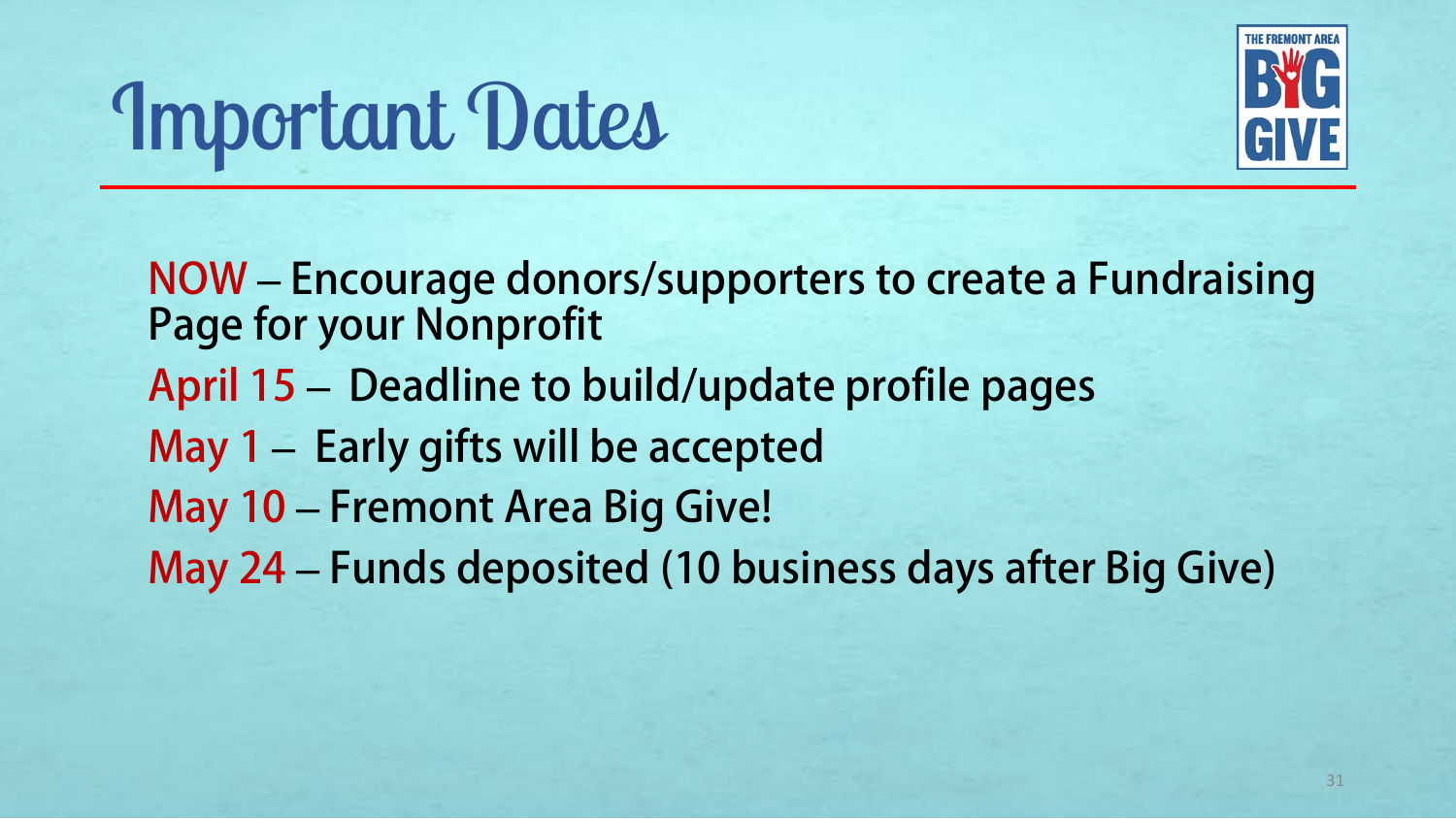# Important Dates

**NOW** – Encourage donors/supporters to create a Fundraising Page for your Nonprofit

**April 15** – Deadline to build/update profile pages

**May 1** – Early gifts will be accepted

**May 10** – Fremont Area Big Give!

**May 24** – Funds deposited (10 business days after Big Give)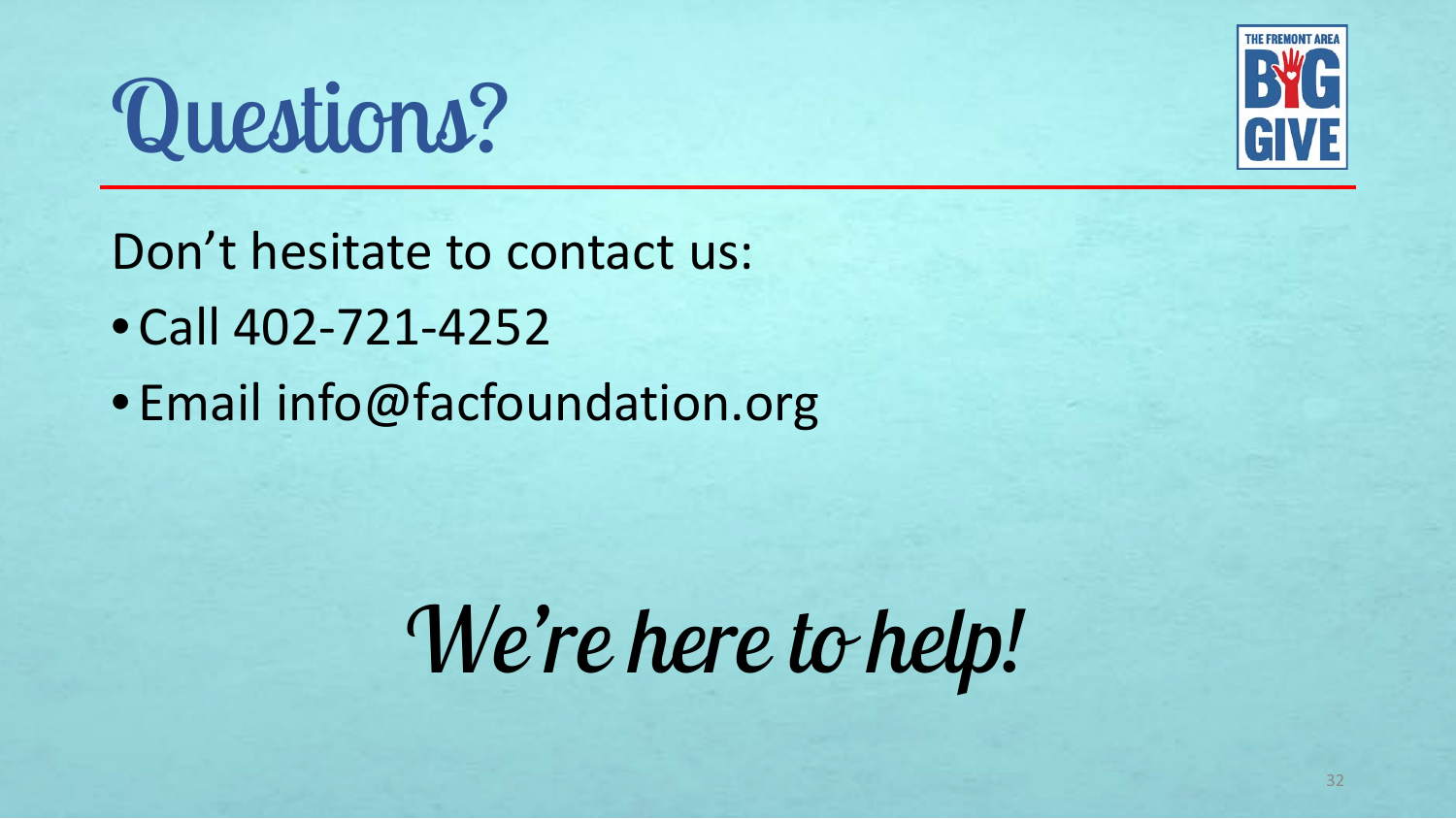# Questions?

Don't hesitate to contact us:

- Call 402-721-4252
- Email info@facfoundation.org

*We're here to help!*